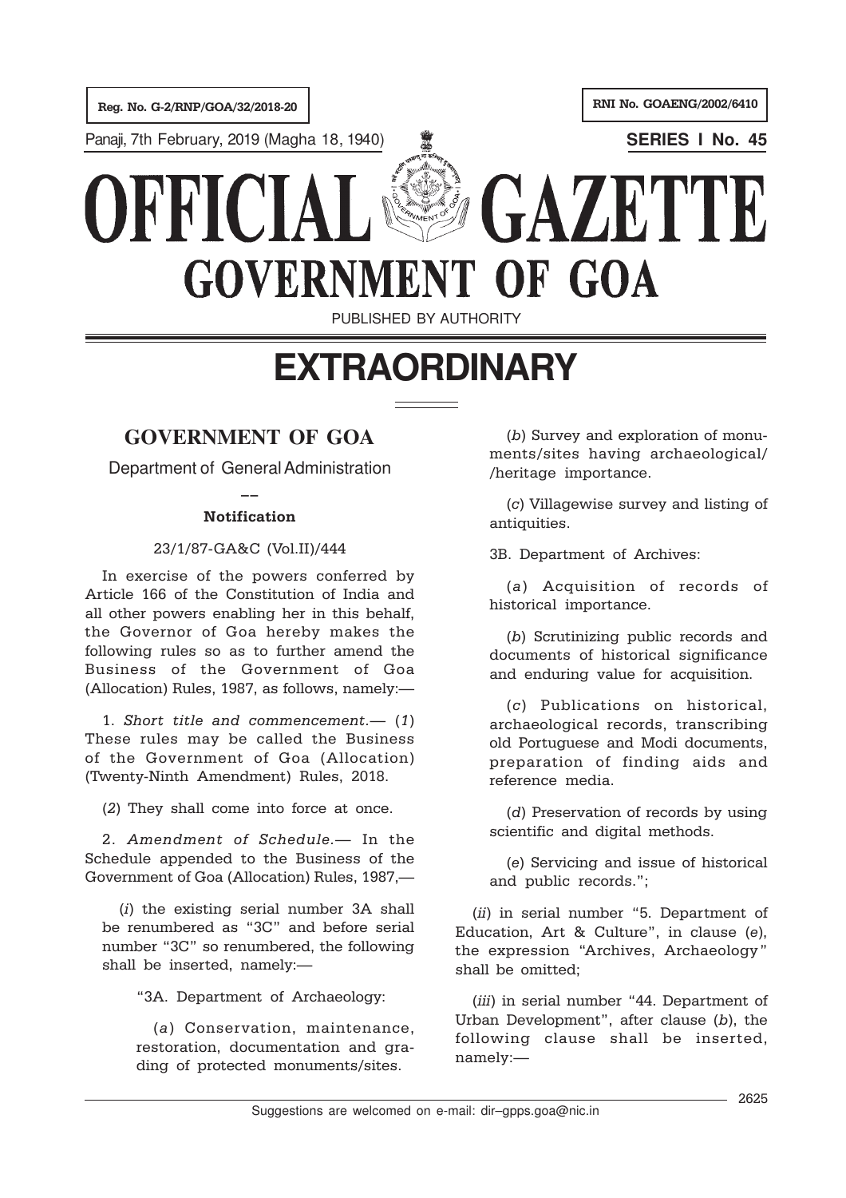Reg. No. G-2/RNP/GOA/32/2018-20

RNI No. GOAENG/2002/6410

Panaji, 7th February, 2019 (Magha 18, 1940)

**SERIES I No. 45**

# OFFICIAL GAZETTE
# GOVERNMENT OF GOA

PUBLISHED BY AUTHORITY

# EXTRAORDINARY

## GOVERNMENT OF GOA

Department of General Administration

—

**Notification**

23/1/87-GA&C (Vol.II)/444

In exercise of the powers conferred by Article 166 of the Constitution of India and all other powers enabling her in this behalf, the Governor of Goa hereby makes the following rules so as to further amend the Business of the Government of Goa (Allocation) Rules, 1987, as follows, namely:—

1. *Short title and commencement.*— (*1*) These rules may be called the Business of the Government of Goa (Allocation) (Twenty-Ninth Amendment) Rules, 2018.

(*2*) They shall come into force at once.

2. *Amendment of Schedule.*— In the Schedule appended to the Business of the Government of Goa (Allocation) Rules, 1987,—

(*i*) the existing serial number 3A shall be renumbered as "3C" and before serial number "3C" so renumbered, the following shall be inserted, namely:—

"3A. Department of Archaeology:

(*a*) Conservation, maintenance, restoration, documentation and grading of protected monuments/sites.

(*b*) Survey and exploration of monuments/sites having archaeological/ /heritage importance.

(*c*) Villagewise survey and listing of antiquities.

3B. Department of Archives:

(*a*) Acquisition of records of historical importance.

(*b*) Scrutinizing public records and documents of historical significance and enduring value for acquisition.

(*c*) Publications on historical, archaeological records, transcribing old Portuguese and Modi documents, preparation of finding aids and reference media.

(*d*) Preservation of records by using scientific and digital methods.

(*e*) Servicing and issue of historical and public records.";

(*ii*) in serial number "5. Department of Education, Art & Culture", in clause (*e*), the expression "Archives, Archaeology" shall be omitted;

(*iii*) in serial number "44. Department of Urban Development", after clause (*b*), the following clause shall be inserted, namely:—

Suggestions are welcomed on e-mail: dir–gpps.goa@nic.in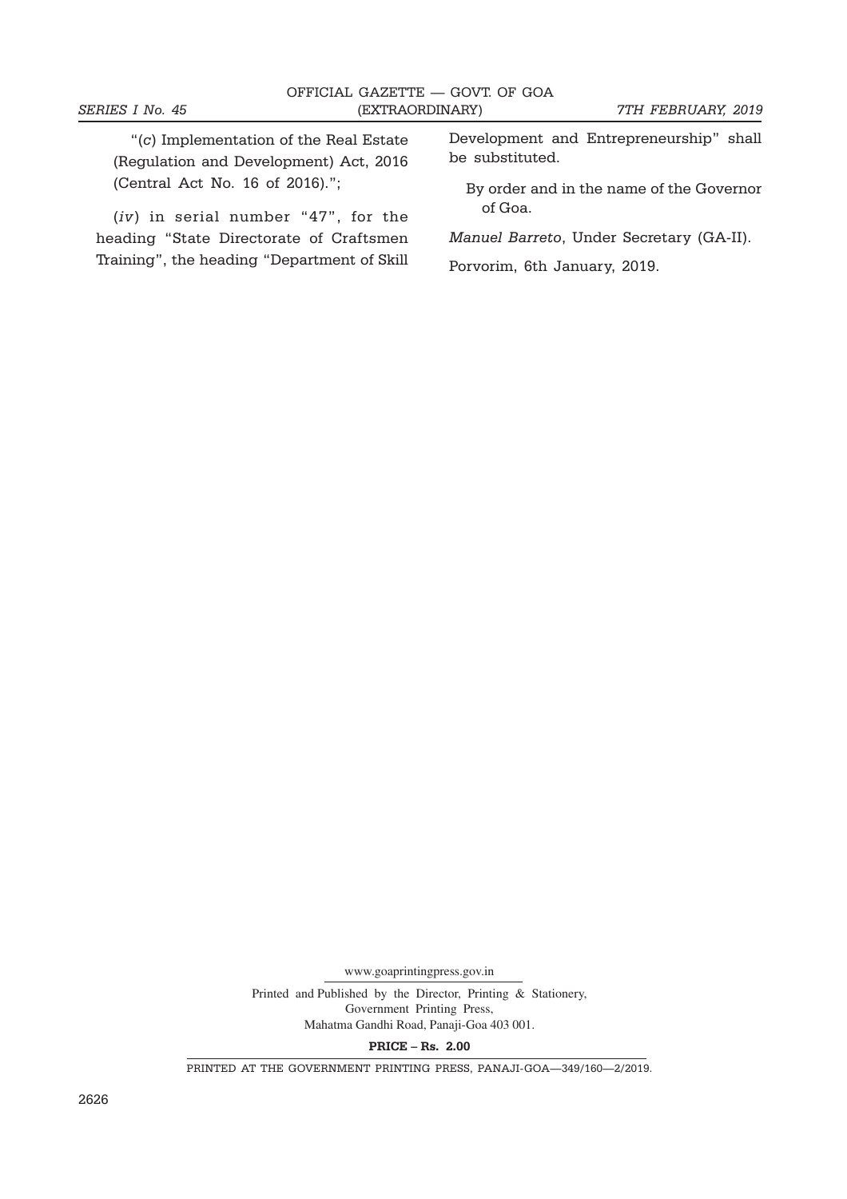"(*c*) Implementation of the Real Estate (Regulation and Development) Act, 2016 (Central Act No. 16 of 2016).";

(*iv*) in serial number "47", for the heading "State Directorate of Craftsmen Training", the heading "Department of Skill Development and Entrepreneurship" shall be substituted.

By order and in the name of the Governor of Goa.

*Manuel Barreto*, Under Secretary (GA-II).

Porvorim, 6th January, 2019.

www.goaprintingpress.gov.in

Printed and Published by the Director, Printing & Stationery, Government Printing Press, Mahatma Gandhi Road, Panaji-Goa 403 001.

**PRICE – Rs. 2.00**

PRINTED AT THE GOVERNMENT PRINTING PRESS, PANAJI-GOA—349/160—2/2019.